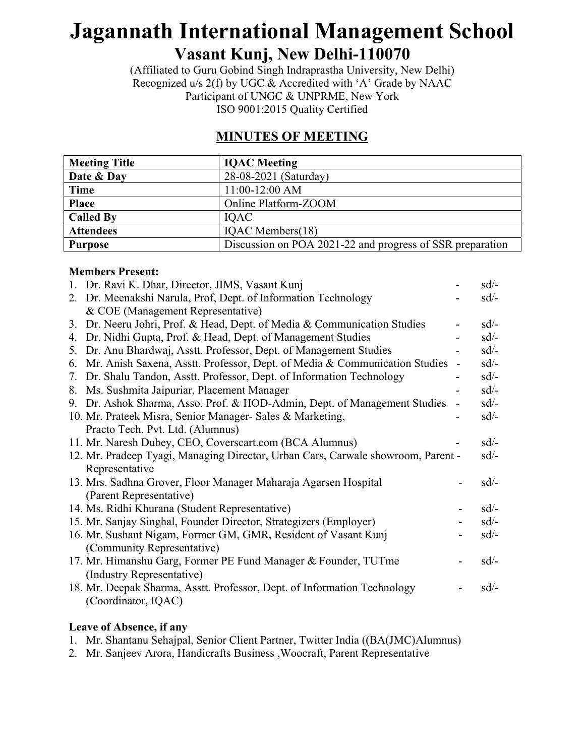# Jagannath International Management School

## Vasant Kunj, New Delhi-110070

(Affiliated to Guru Gobind Singh Indraprastha University, New Delhi)
Recognized u/s 2(f) by UGC & Accredited with 'A' Grade by NAAC
Participant of UNGC & UNPRME, New York
ISO 9001:2015 Quality Certified

## MINUTES OF MEETING

| Meeting Title | IQAC Meeting |
|---|---|
| Date & Day | 28-08-2021 (Saturday) |
| Time | 11:00-12:00 AM |
| Place | Online Platform-ZOOM |
| Called By | IQAC |
| Attendees | IQAC Members(18) |
| Purpose | Discussion on POA 2021-22 and progress of SSR preparation |

**Members Present:**

1. Dr. Ravi K. Dhar, Director, JIMS, Vasant Kunj - sd/-
2. Dr. Meenakshi Narula, Prof, Dept. of Information Technology & COE (Management Representative) - sd/-
3. Dr. Neeru Johri, Prof. & Head, Dept. of Media & Communication Studies - sd/-
4. Dr. Nidhi Gupta, Prof. & Head, Dept. of Management Studies - sd/-
5. Dr. Anu Bhardwaj, Asstt. Professor, Dept. of Management Studies - sd/-
6. Mr. Anish Saxena, Asstt. Professor, Dept. of Media & Communication Studies - sd/-
7. Dr. Shalu Tandon, Asstt. Professor, Dept. of Information Technology - sd/-
8. Ms. Sushmita Jaipuriar, Placement Manager - sd/-
9. Dr. Ashok Sharma, Asso. Prof. & HOD-Admin, Dept. of Management Studies - sd/-
10. Mr. Prateek Misra, Senior Manager- Sales & Marketing, Practo Tech. Pvt. Ltd. (Alumnus) - sd/-
11. Mr. Naresh Dubey, CEO, Coverscart.com (BCA Alumnus) - sd/-
12. Mr. Pradeep Tyagi, Managing Director, Urban Cars, Carwale showroom, Parent Representative - sd/-
13. Mrs. Sadhna Grover, Floor Manager Maharaja Agarsen Hospital (Parent Representative) - sd/-
14. Ms. Ridhi Khurana (Student Representative) - sd/-
15. Mr. Sanjay Singhal, Founder Director, Strategizers (Employer) - sd/-
16. Mr. Sushant Nigam, Former GM, GMR, Resident of Vasant Kunj (Community Representative) - sd/-
17. Mr. Himanshu Garg, Former PE Fund Manager & Founder, TUTme (Industry Representative) - sd/-
18. Mr. Deepak Sharma, Asstt. Professor, Dept. of Information Technology (Coordinator, IQAC) - sd/-

**Leave of Absence, if any**

1. Mr. Shantanu Sehajpal, Senior Client Partner, Twitter India ((BA(JMC)Alumnus)
2. Mr. Sanjeev Arora, Handicrafts Business ,Woocraft, Parent Representative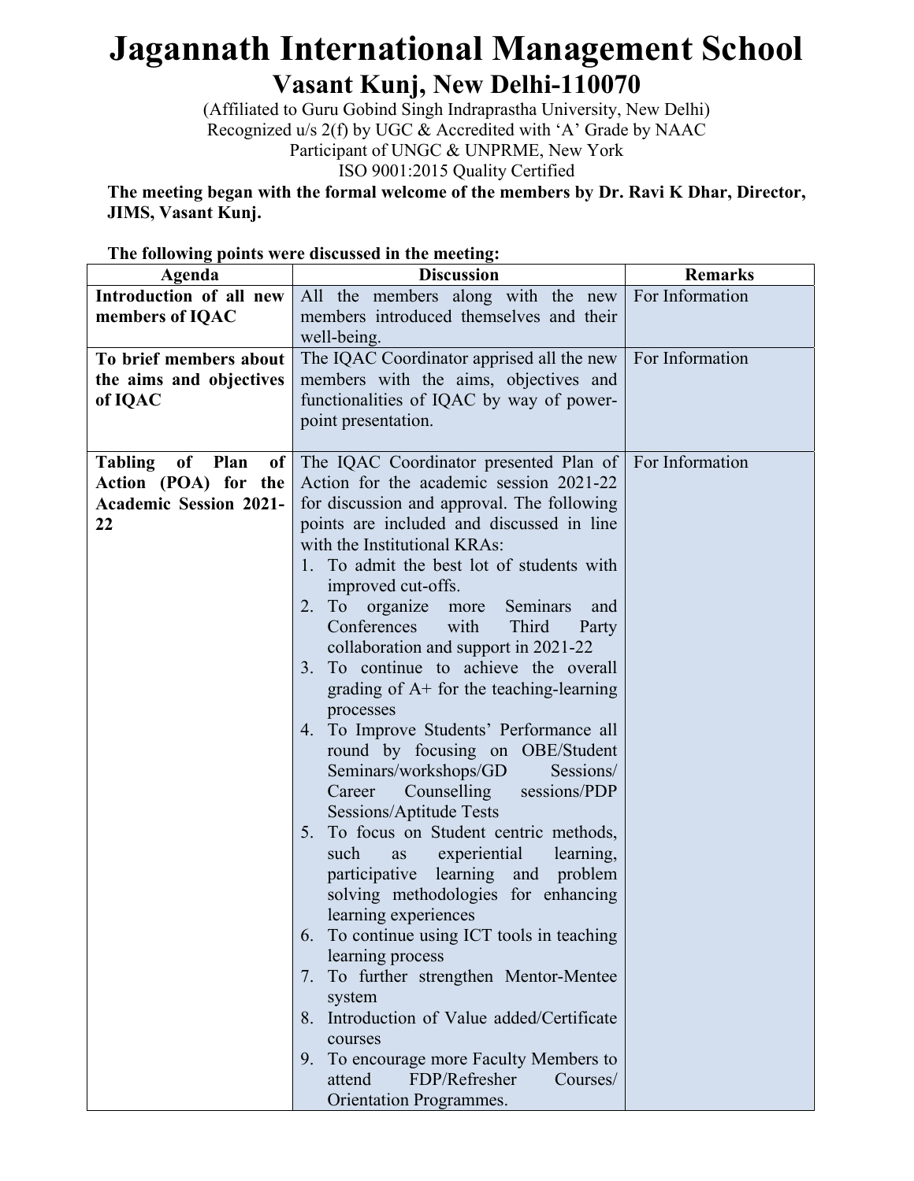# Jagannath International Management School

## Vasant Kunj, New Delhi-110070

(Affiliated to Guru Gobind Singh Indraprastha University, New Delhi)
Recognized u/s 2(f) by UGC & Accredited with 'A' Grade by NAAC
Participant of UNGC & UNPRME, New York
ISO 9001:2015 Quality Certified

**The meeting began with the formal welcome of the members by Dr. Ravi K Dhar, Director, JIMS, Vasant Kunj.**

**The following points were discussed in the meeting:**

| Agenda | Discussion | Remarks |
|---|---|---|
| **Introduction of all new members of IQAC** | All the members along with the new members introduced themselves and their well-being. | For Information |
| **To brief members about the aims and objectives of IQAC** | The IQAC Coordinator apprised all the new members with the aims, objectives and functionalities of IQAC by way of power-point presentation. | For Information |
| **Tabling of Plan of Action (POA) for the Academic Session 2021-22** | The IQAC Coordinator presented Plan of Action for the academic session 2021-22 for discussion and approval. The following points are included and discussed in line with the Institutional KRAs:<br>1. To admit the best lot of students with improved cut-offs.<br>2. To organize more Seminars and Conferences with Third Party collaboration and support in 2021-22<br>3. To continue to achieve the overall grading of A+ for the teaching-learning processes<br>4. To Improve Students' Performance all round by focusing on OBE/Student Seminars/workshops/GD Sessions/ Career Counselling sessions/PDP Sessions/Aptitude Tests<br>5. To focus on Student centric methods, such as experiential learning, participative learning and problem solving methodologies for enhancing learning experiences<br>6. To continue using ICT tools in teaching learning process<br>7. To further strengthen Mentor-Mentee system<br>8. Introduction of Value added/Certificate courses<br>9. To encourage more Faculty Members to attend FDP/Refresher Courses/ Orientation Programmes. | For Information |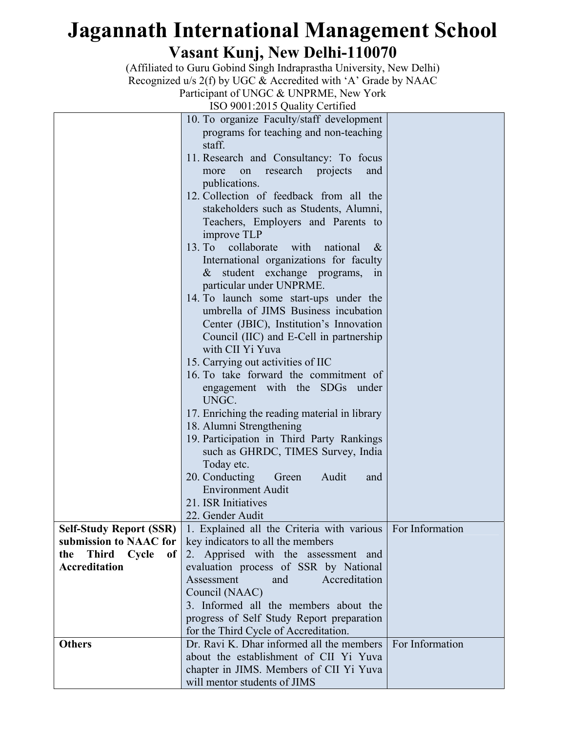# Jagannath International Management School

## Vasant Kunj, New Delhi-110070

(Affiliated to Guru Gobind Singh Indraprastha University, New Delhi)
Recognized u/s 2(f) by UGC & Accredited with 'A' Grade by NAAC
Participant of UNGC & UNPRME, New York
ISO 9001:2015 Quality Certified

| | | |
|---|---|---|
| | 10. To organize Faculty/staff development programs for teaching and non-teaching staff.<br>11. Research and Consultancy: To focus more on research projects and publications.<br>12. Collection of feedback from all the stakeholders such as Students, Alumni, Teachers, Employers and Parents to improve TLP<br>13. To collaborate with national & International organizations for faculty & student exchange programs, in particular under UNPRME.<br>14. To launch some start-ups under the umbrella of JIMS Business incubation Center (JBIC), Institution's Innovation Council (IIC) and E-Cell in partnership with CII Yi Yuva<br>15. Carrying out activities of IIC<br>16. To take forward the commitment of engagement with the SDGs under UNGC.<br>17. Enriching the reading material in library<br>18. Alumni Strengthening<br>19. Participation in Third Party Rankings such as GHRDC, TIMES Survey, India Today etc.<br>20. Conducting Green Audit and Environment Audit<br>21. ISR Initiatives<br>22. Gender Audit | |
| **Self-Study Report (SSR) submission to NAAC for the Third Cycle of Accreditation** | 1. Explained all the Criteria with various key indicators to all the members<br>2. Apprised with the assessment and evaluation process of SSR by National Assessment and Accreditation Council (NAAC)<br>3. Informed all the members about the progress of Self Study Report preparation for the Third Cycle of Accreditation. | For Information |
| **Others** | Dr. Ravi K. Dhar informed all the members about the establishment of CII Yi Yuva chapter in JIMS. Members of CII Yi Yuva will mentor students of JIMS | For Information |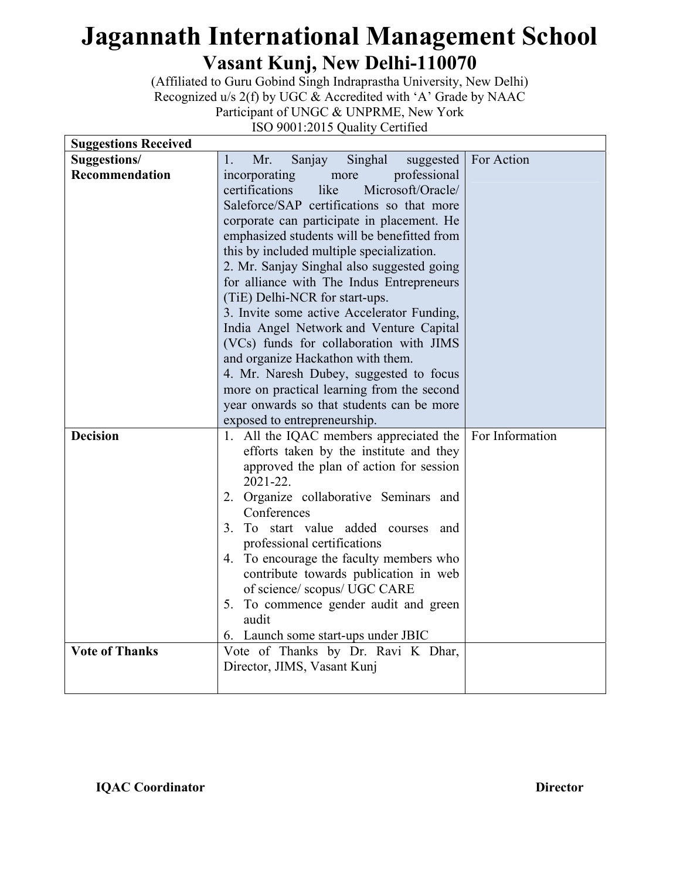# Jagannath International Management School

## Vasant Kunj, New Delhi-110070

(Affiliated to Guru Gobind Singh Indraprastha University, New Delhi)
Recognized u/s 2(f) by UGC & Accredited with 'A' Grade by NAAC
Participant of UNGC & UNPRME, New York
ISO 9001:2015 Quality Certified

| **Suggestions Received** | | |
|---|---|---|
| **Suggestions/ Recommendation** | 1. Mr. Sanjay Singhal suggested incorporating more professional certifications like Microsoft/Oracle/ Saleforce/SAP certifications so that more corporate can participate in placement. He emphasized students will be benefitted from this by included multiple specialization.<br>2. Mr. Sanjay Singhal also suggested going for alliance with The Indus Entrepreneurs (TiE) Delhi-NCR for start-ups.<br>3. Invite some active Accelerator Funding, India Angel Network and Venture Capital (VCs) funds for collaboration with JIMS and organize Hackathon with them.<br>4. Mr. Naresh Dubey, suggested to focus more on practical learning from the second year onwards so that students can be more exposed to entrepreneurship. | For Action |
| **Decision** | 1. All the IQAC members appreciated the efforts taken by the institute and they approved the plan of action for session 2021-22.<br>2. Organize collaborative Seminars and Conferences<br>3. To start value added courses and professional certifications<br>4. To encourage the faculty members who contribute towards publication in web of science/ scopus/ UGC CARE<br>5. To commence gender audit and green audit<br>6. Launch some start-ups under JBIC | For Information |
| **Vote of Thanks** | Vote of Thanks by Dr. Ravi K Dhar, Director, JIMS, Vasant Kunj | |

**IQAC Coordinator** **Director**